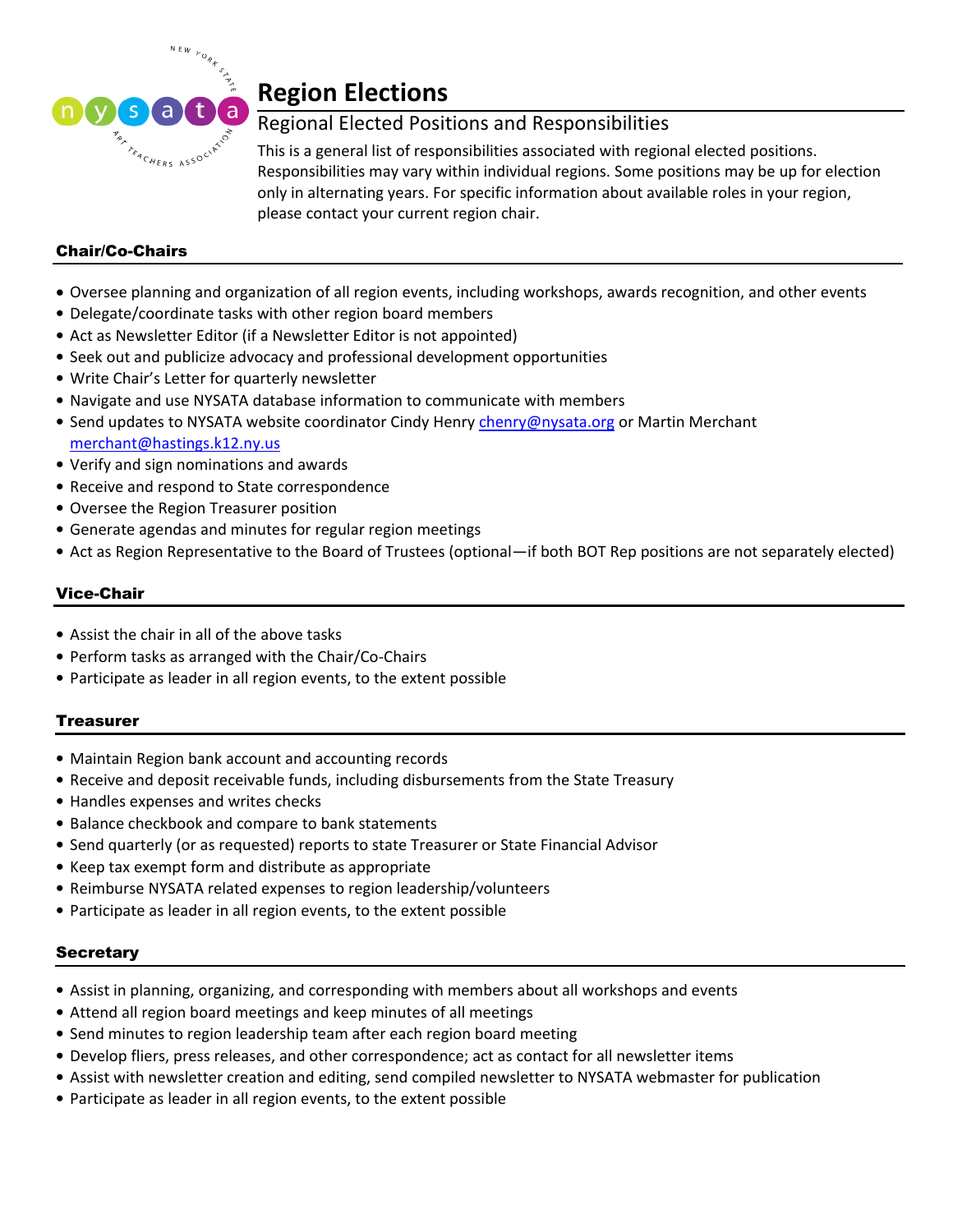# Region Elections

## Regional Elected Positions and Responsibilities

This is a general list of responsibilities associated with regional elected positions. Responsibilities may vary within individual regions. Some positions may be up for election only in alternating years. For specific information about available roles in your region, please contact your current region chair.

### Chair/Co-Chairs

- Oversee planning and organization of all region events, including workshops, awards recognition, and other events
- Delegate/coordinate tasks with other region board members
- Act as Newsletter Editor (if a Newsletter Editor is not appointed)
- Seek out and publicize advocacy and professional development opportunities
- Write Chair's Letter for quarterly newsletter
- Navigate and use NYSATA database information to communicate with members
- Send updates to NYSATA website coordinator Cindy Henry chenry@nysata.org or Martin Merchant merchant@hastings.k12.ny.us
- Verify and sign nominations and awards
- Receive and respond to State correspondence
- Oversee the Region Treasurer position
- Generate agendas and minutes for regular region meetings
- Act as Region Representative to the Board of Trustees (optional—if both BOT Rep positions are not separately elected)

### Vice-Chair

- Assist the chair in all of the above tasks
- Perform tasks as arranged with the Chair/Co-Chairs
- Participate as leader in all region events, to the extent possible

### Treasurer

- Maintain Region bank account and accounting records
- Receive and deposit receivable funds, including disbursements from the State Treasury
- Handles expenses and writes checks
- Balance checkbook and compare to bank statements
- Send quarterly (or as requested) reports to state Treasurer or State Financial Advisor
- Keep tax exempt form and distribute as appropriate
- Reimburse NYSATA related expenses to region leadership/volunteers
- Participate as leader in all region events, to the extent possible

### Secretary

- Assist in planning, organizing, and corresponding with members about all workshops and events
- Attend all region board meetings and keep minutes of all meetings
- Send minutes to region leadership team after each region board meeting
- Develop fliers, press releases, and other correspondence; act as contact for all newsletter items
- Assist with newsletter creation and editing, send compiled newsletter to NYSATA webmaster for publication
- Participate as leader in all region events, to the extent possible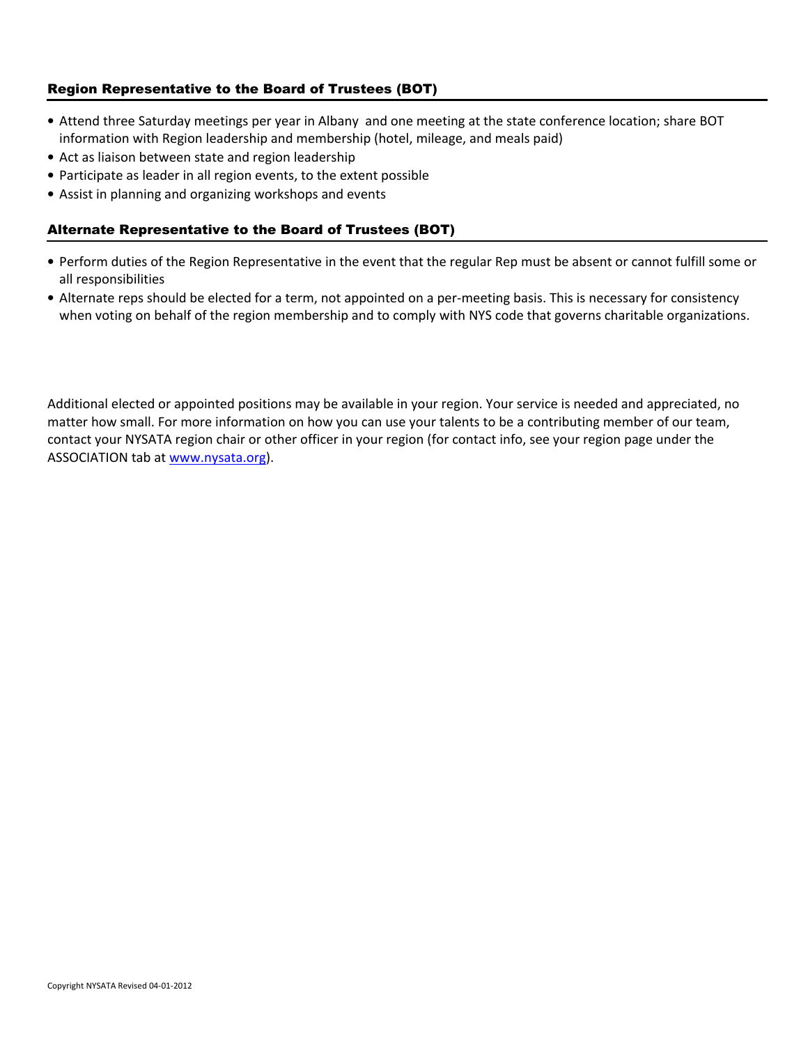### Region Representative to the Board of Trustees (BOT)

- Attend three Saturday meetings per year in Albany and one meeting at the state conference location; share BOT information with Region leadership and membership (hotel, mileage, and meals paid)
- Act as liaison between state and region leadership
- Participate as leader in all region events, to the extent possible
- Assist in planning and organizing workshops and events

### Alternate Representative to the Board of Trustees (BOT)

- Perform duties of the Region Representative in the event that the regular Rep must be absent or cannot fulfill some or all responsibilities
- Alternate reps should be elected for a term, not appointed on a per-meeting basis. This is necessary for consistency when voting on behalf of the region membership and to comply with NYS code that governs charitable organizations.

Additional elected or appointed positions may be available in your region. Your service is needed and appreciated, no matter how small. For more information on how you can use your talents to be a contributing member of our team, contact your NYSATA region chair or other officer in your region (for contact info, see your region page under the ASSOCIATION tab at [www.nysata.org](http://www.nysata.org)).

Copyright NYSATA Revised 04-01-2012